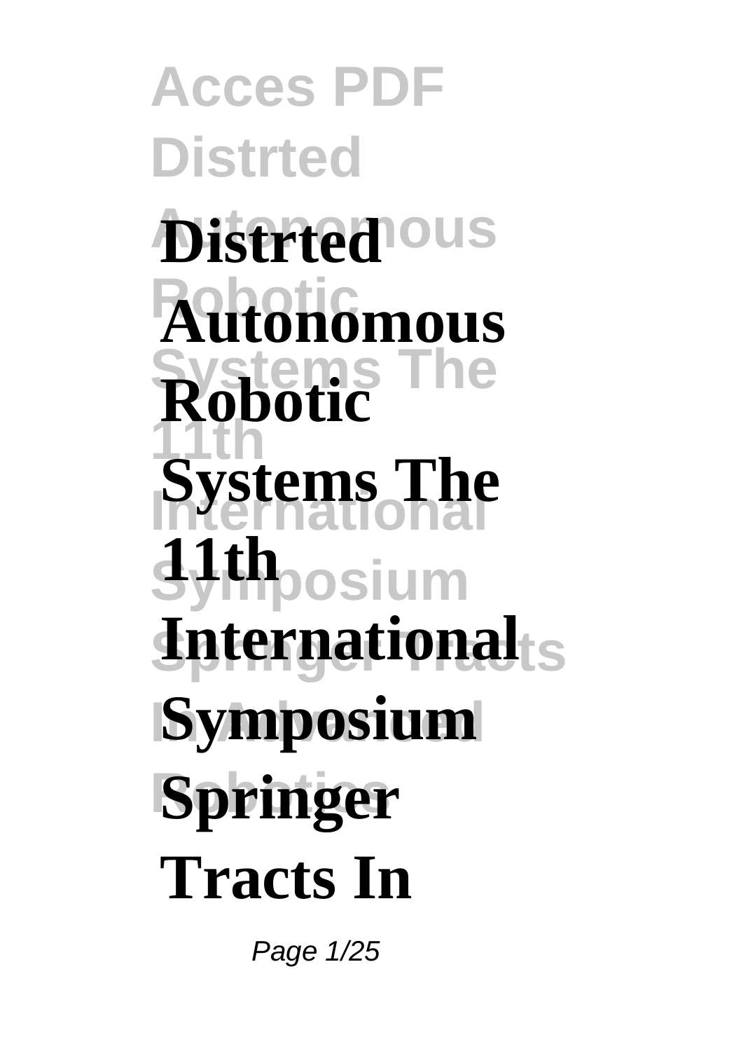# Distrted Autonomous Robotic Systems The 11th International Symposium Springer Tracts In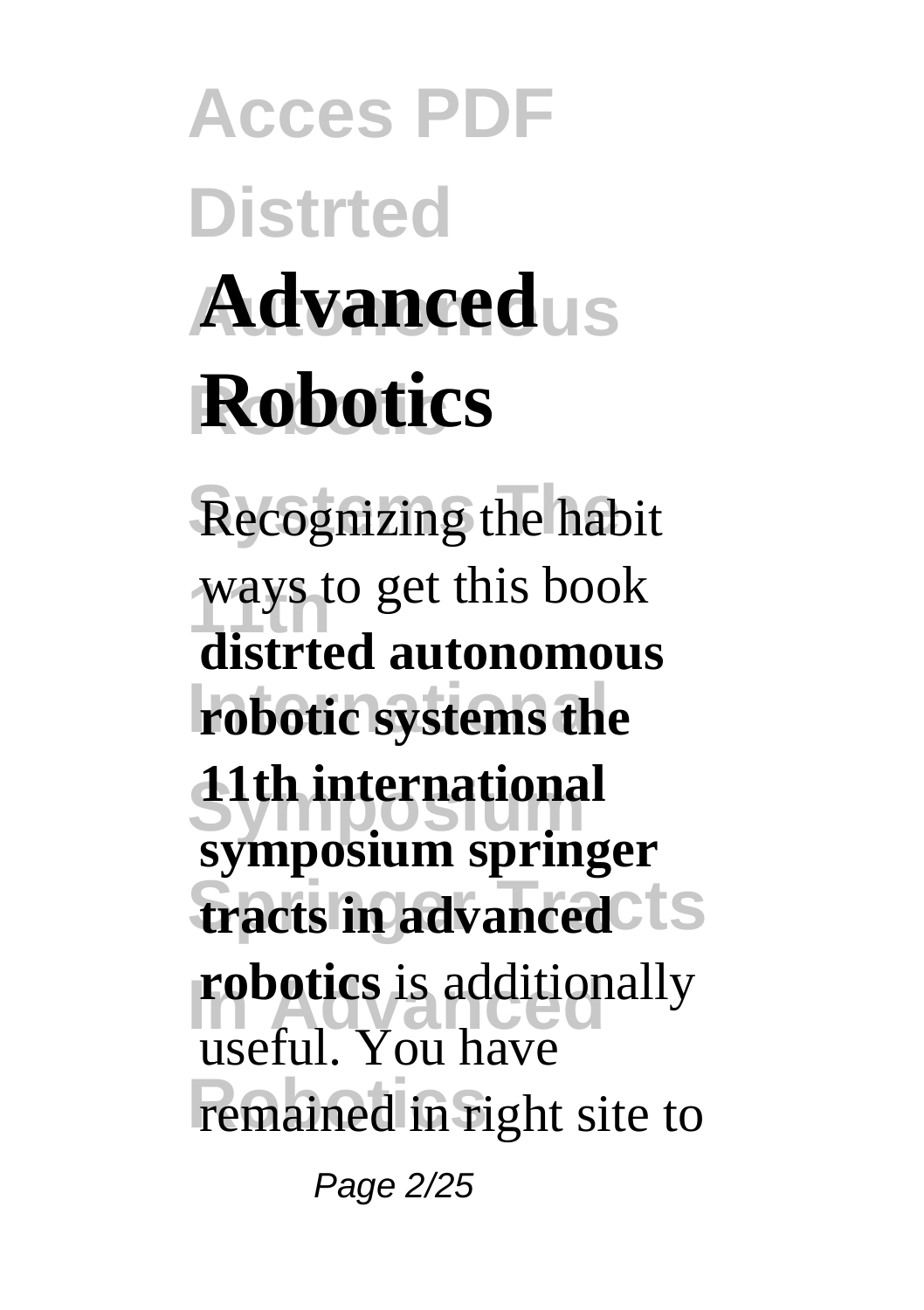# Advanced Robotics

Recognizing the habit ways to get this book **distrted autonomous robotic systems the 11th international symposium springer tracts in advanced robotics** is additionally useful. You have remained in right site to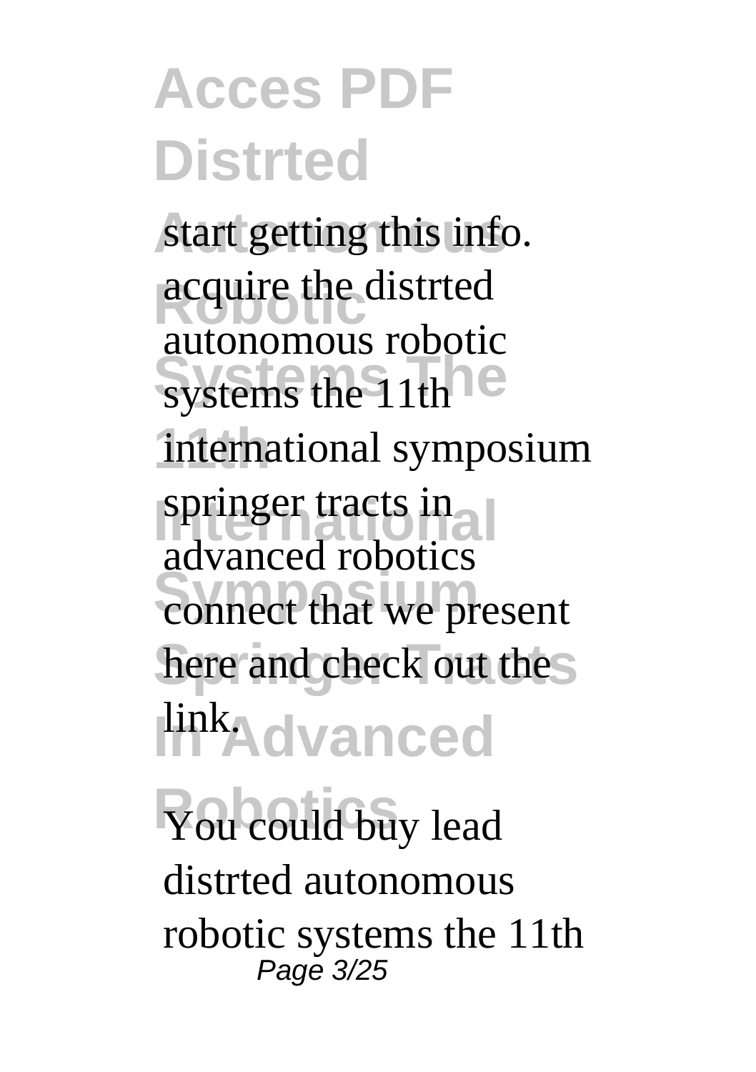start getting this info. acquire the distrted autonomous robotic systems the 11th international symposium springer tracts in advanced robotics connect that we present here and check out the link.

You could buy lead distrted autonomous robotic systems the 11th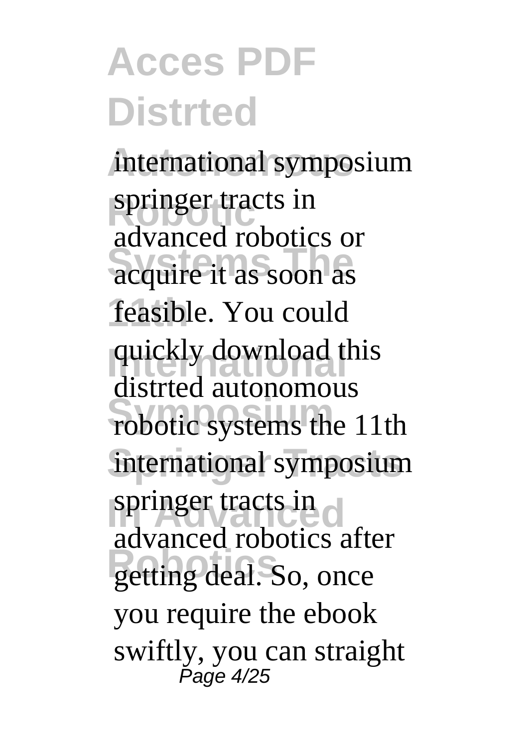international symposium springer tracts in advanced robotics or acquire it as soon as feasible. You could quickly download this distrted autonomous robotic systems the 11th international symposium springer tracts in advanced robotics after getting deal. So, once you require the ebook swiftly, you can straight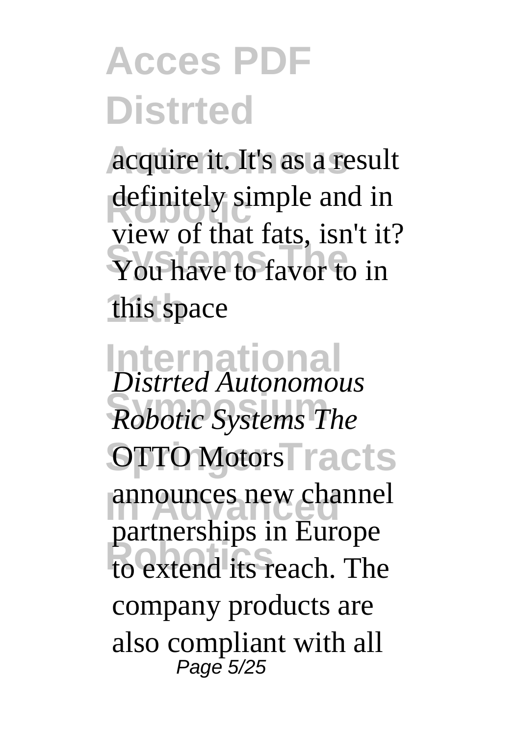acquire it. It's as a result definitely simple and in view of that fats, isn't it? You have to favor to in this space

*Distrted Autonomous Robotic Systems The*

OTTO Motors announces new channel partnerships in Europe to extend its reach. The company products are also compliant with all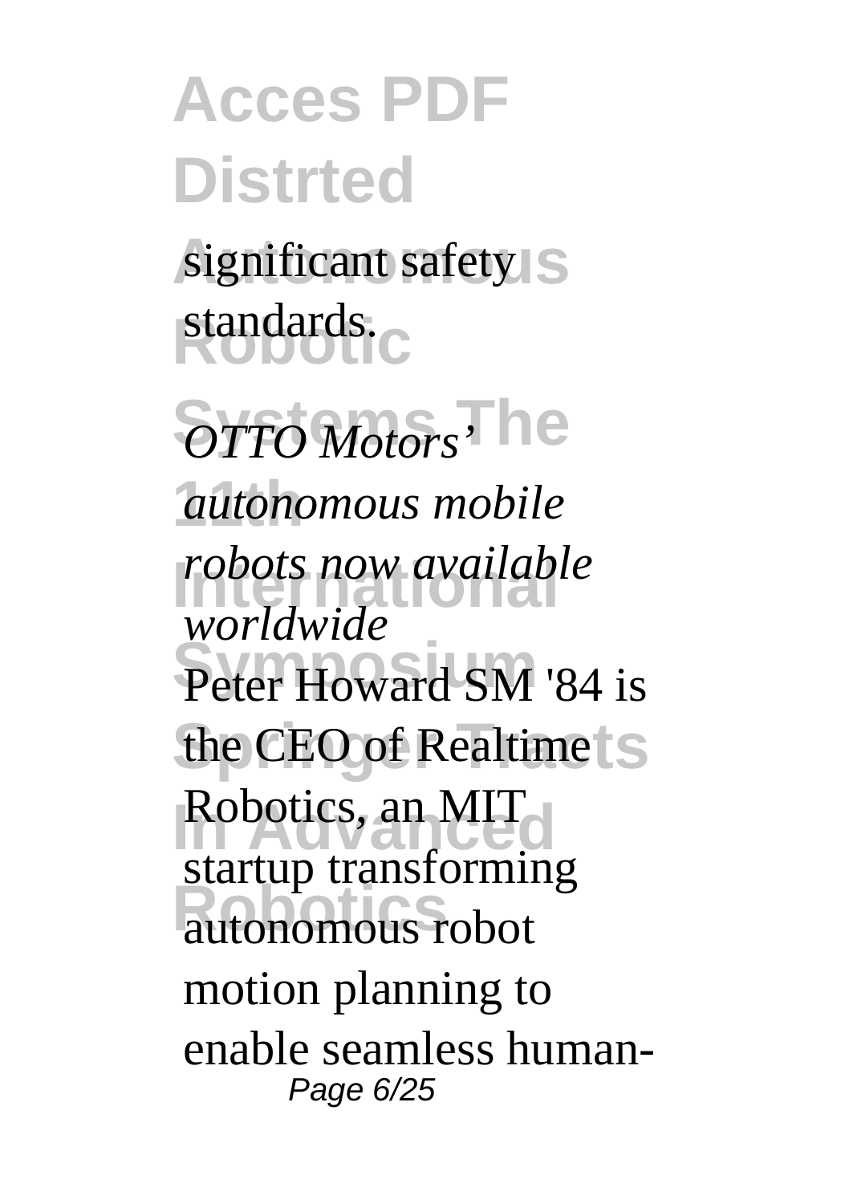significant safety standards.

*OTTO Motors' autonomous mobile robots now available worldwide*

Peter Howard SM '84 is the CEO of Realtime Robotics, an MIT startup transforming autonomous robot motion planning to enable seamless human-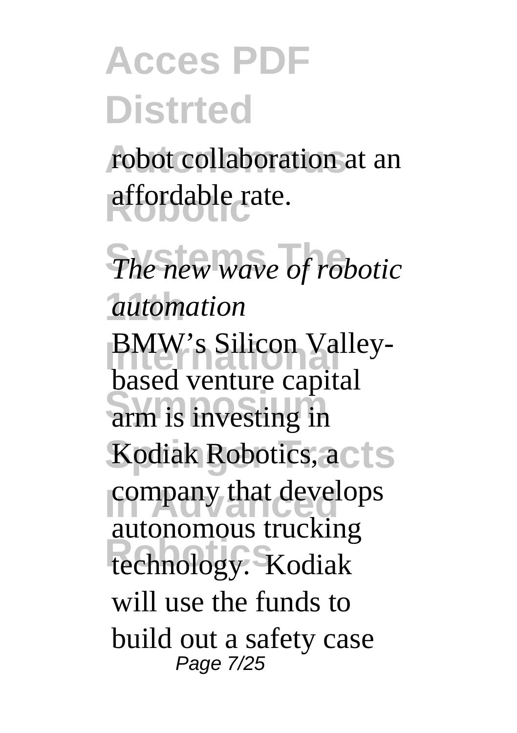robot collaboration at an affordable rate.

*The new wave of robotic automation*

BMW's Silicon Valley-based venture capital arm is investing in Kodiak Robotics, a company that develops autonomous trucking technology. Kodiak will use the funds to build out a safety case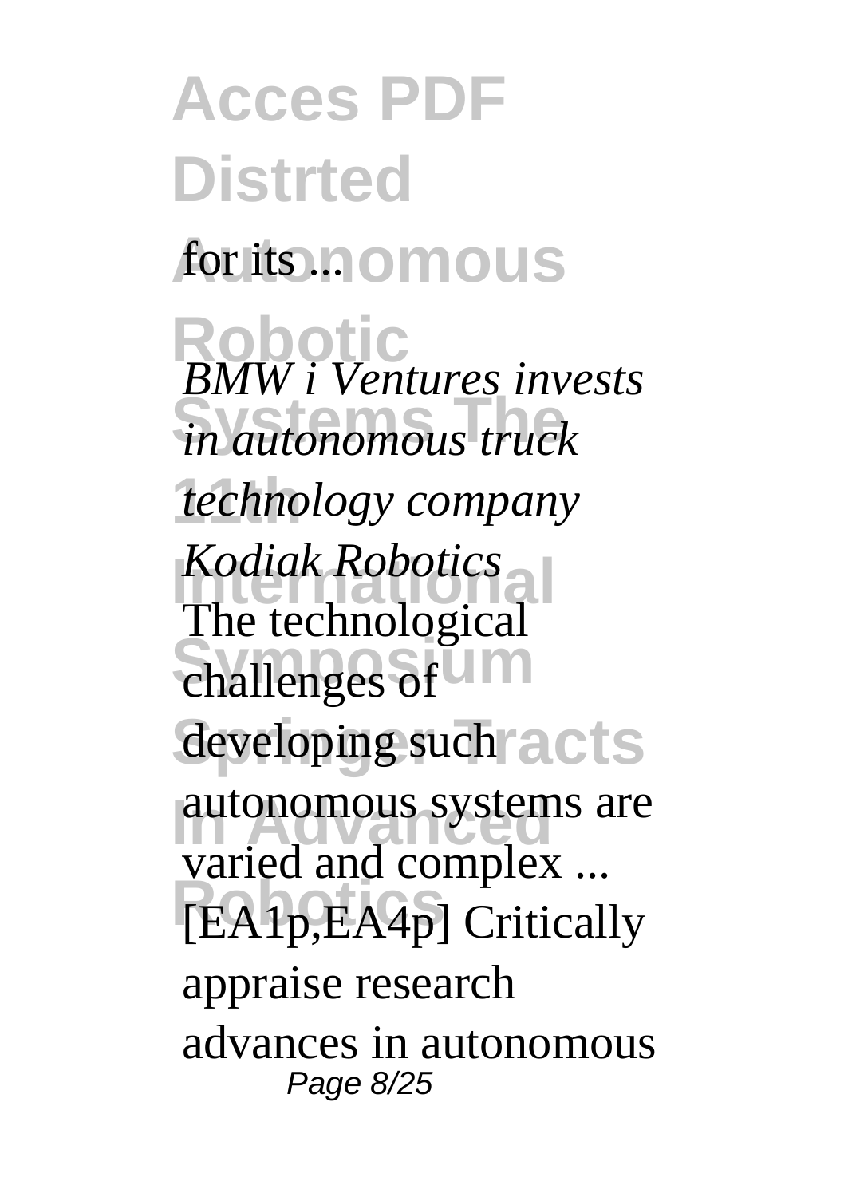for its ...

*BMW i Ventures invests in autonomous truck technology company Kodiak Robotics*

The technological challenges of developing such autonomous systems are varied and complex ...

[EA1p,EA4p] Critically appraise research advances in autonomous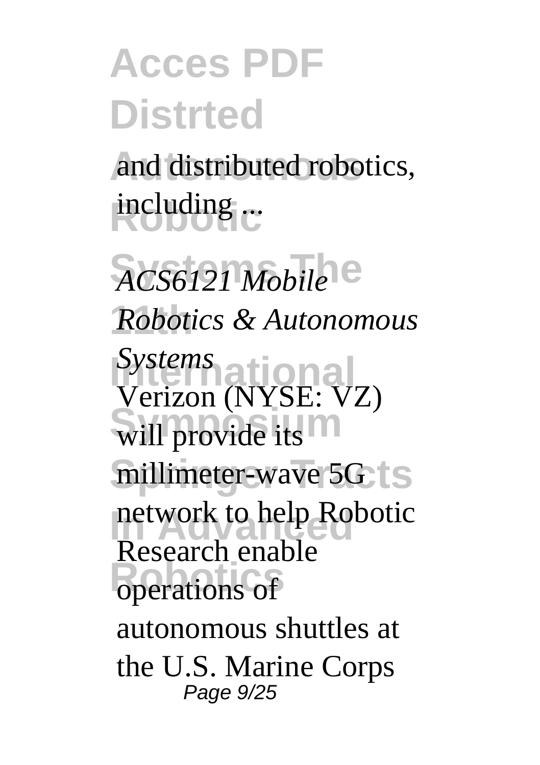and distributed robotics, including ...

*ACS6121 Mobile Robotics & Autonomous Systems*

Verizon (NYSE: VZ) will provide its millimeter-wave 5G network to help Robotic Research enable operations of autonomous shuttles at the U.S. Marine Corps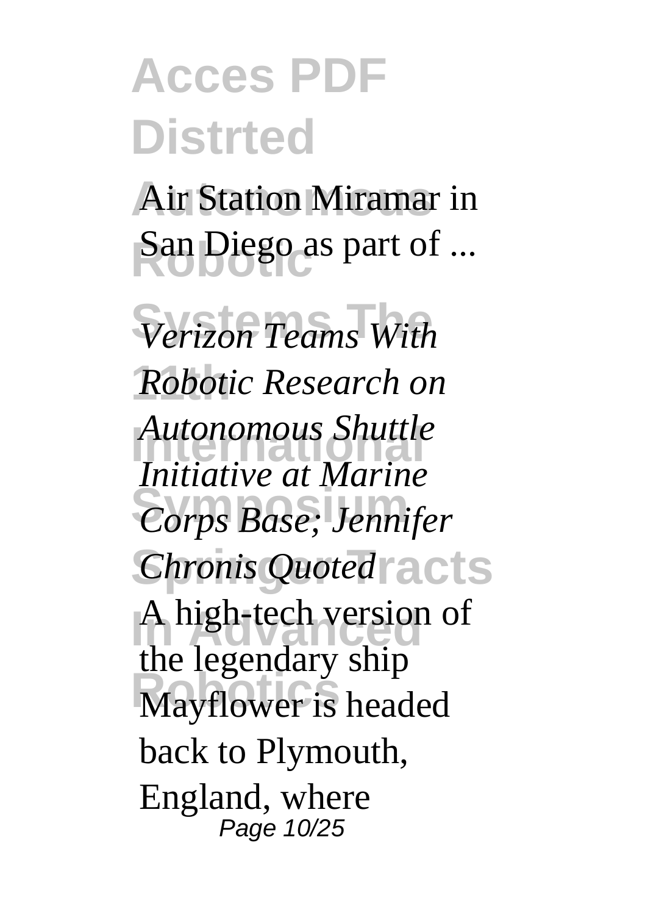Air Station Miramar in San Diego as part of ...

*Verizon Teams With Robotic Research on Autonomous Shuttle Initiative at Marine Corps Base; Jennifer Chronis Quoted*

A high-tech version of the legendary ship Mayflower is headed back to Plymouth, England, where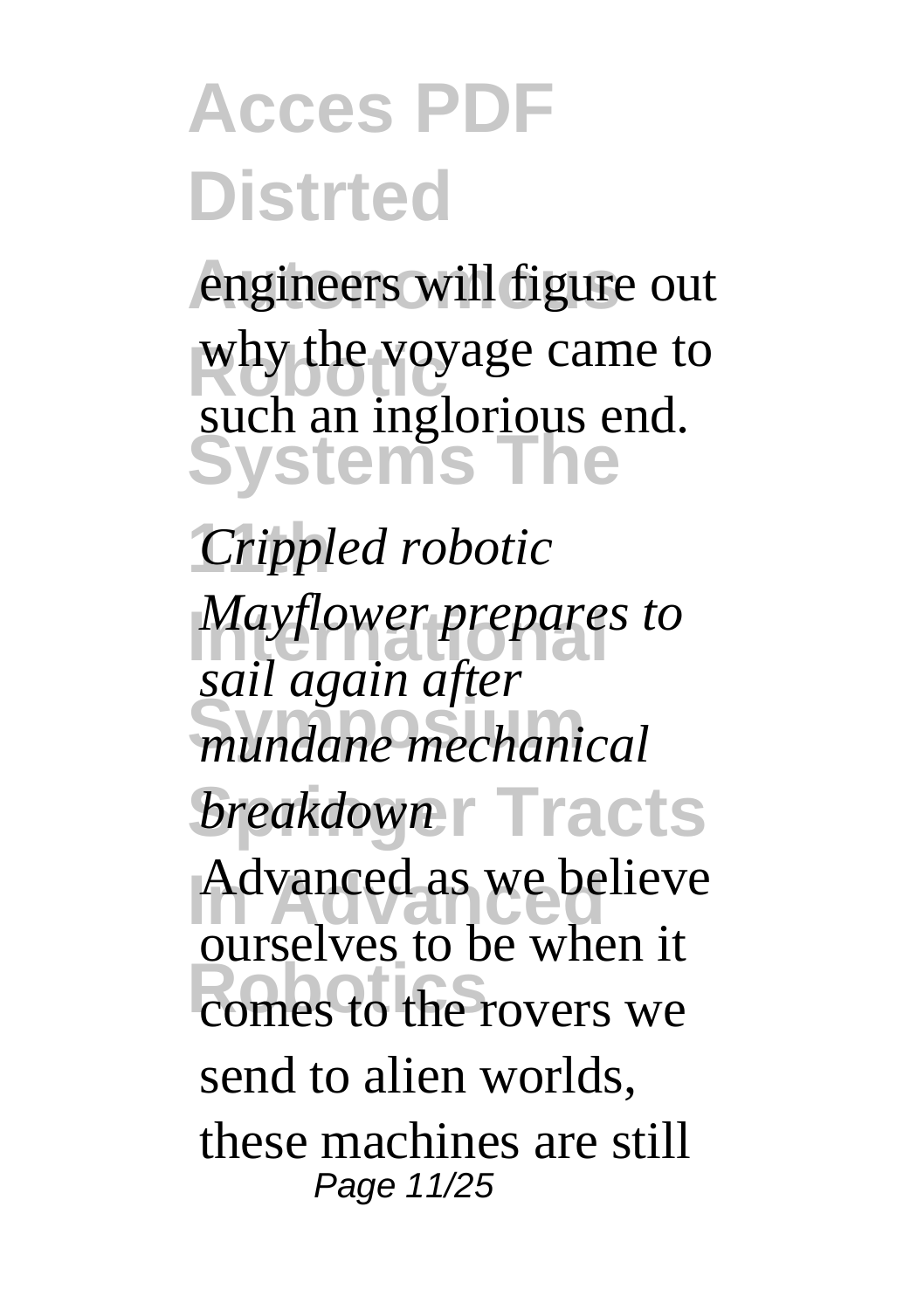engineers will figure out why the voyage came to such an inglorious end.

*Crippled robotic Mayflower prepares to sail again after mundane mechanical breakdown*

Advanced as we believe ourselves to be when it comes to the rovers we send to alien worlds, these machines are still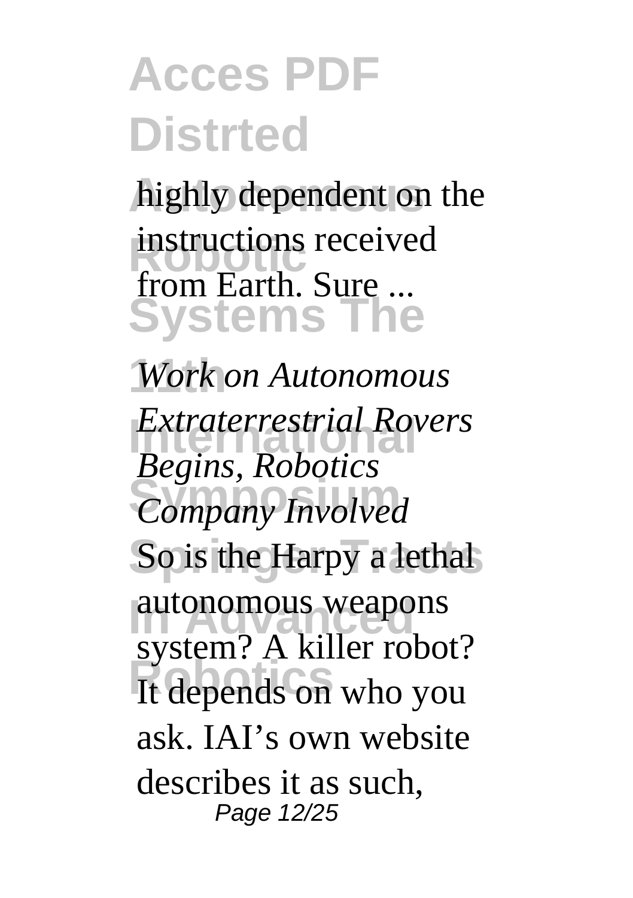highly dependent on the instructions received from Earth. Sure ...

*Work on Autonomous Extraterrestrial Rovers Begins, Robotics Company Involved*

So is the Harpy a lethal autonomous weapons system? A killer robot? It depends on who you ask. IAI's own website describes it as such,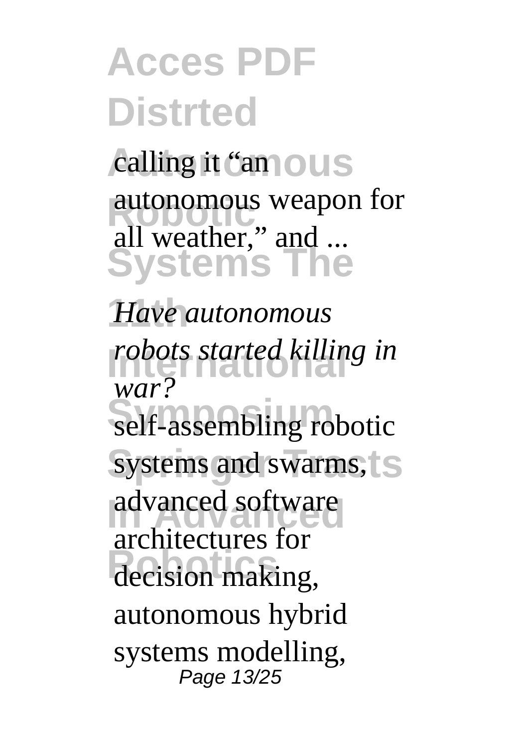calling it "an autonomous weapon for all weather," and ...

*Have autonomous robots started killing in war?*

self-assembling robotic systems and swarms, advanced software architectures for decision making, autonomous hybrid systems modelling,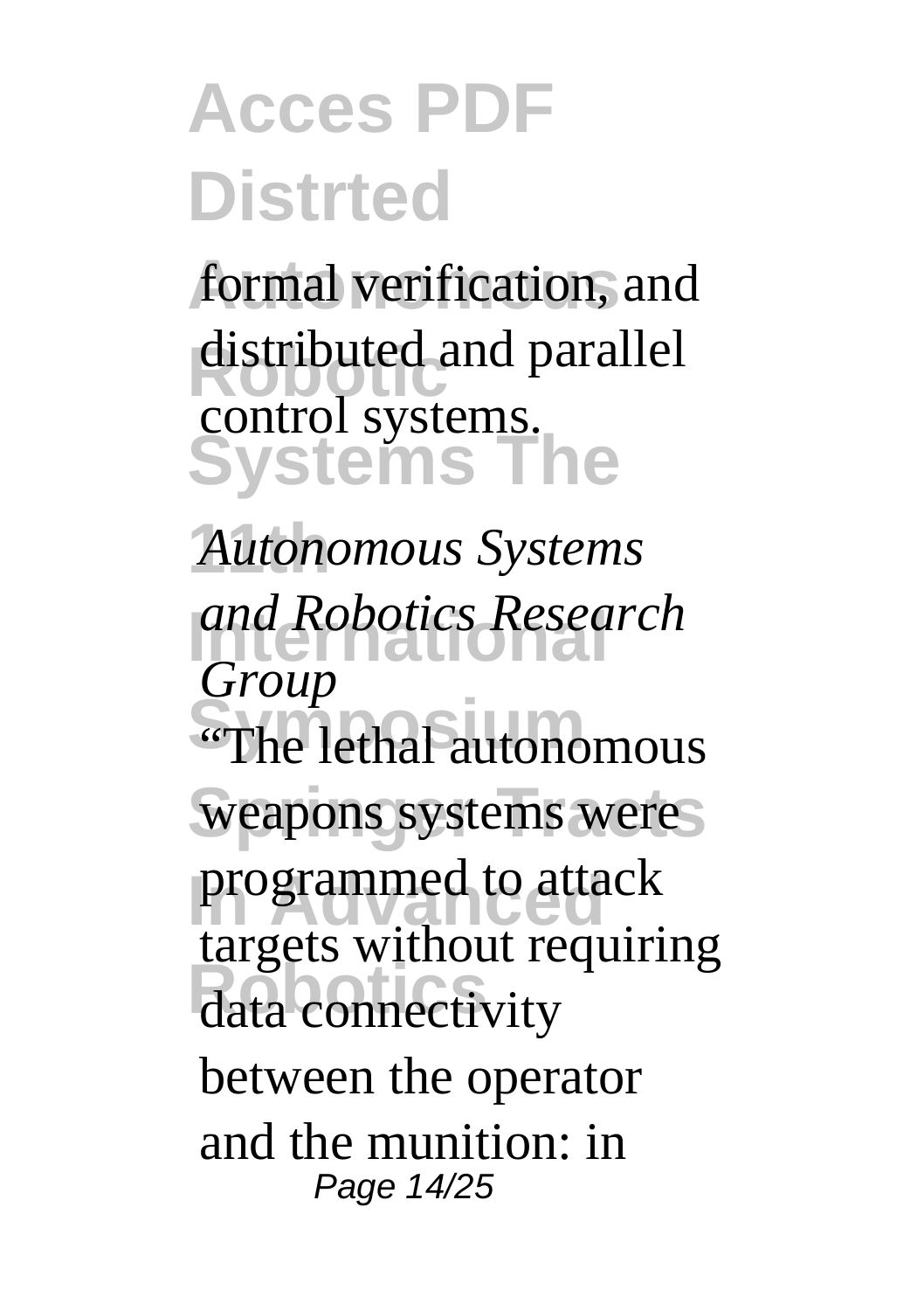formal verification, and distributed and parallel control systems.

*Autonomous Systems and Robotics Research Group*

"The lethal autonomous weapons systems were programmed to attack targets without requiring data connectivity between the operator and the munition: in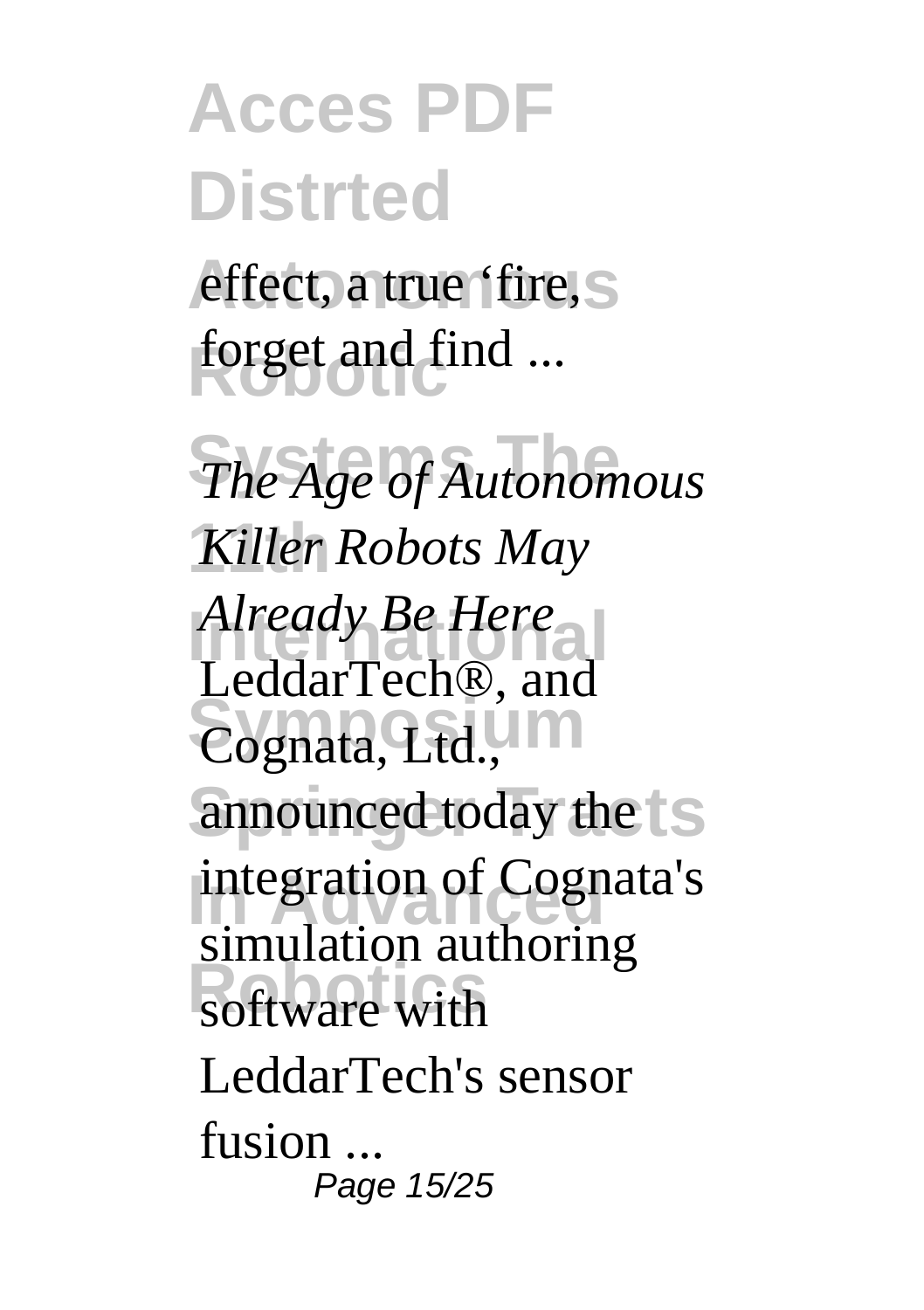effect, a true 'fire, forget and find ...

*The Age of Autonomous Killer Robots May Already Be Here*

LeddarTech®, and Cognata, Ltd., announced today the integration of Cognata's simulation authoring software with LeddarTech's sensor fusion ...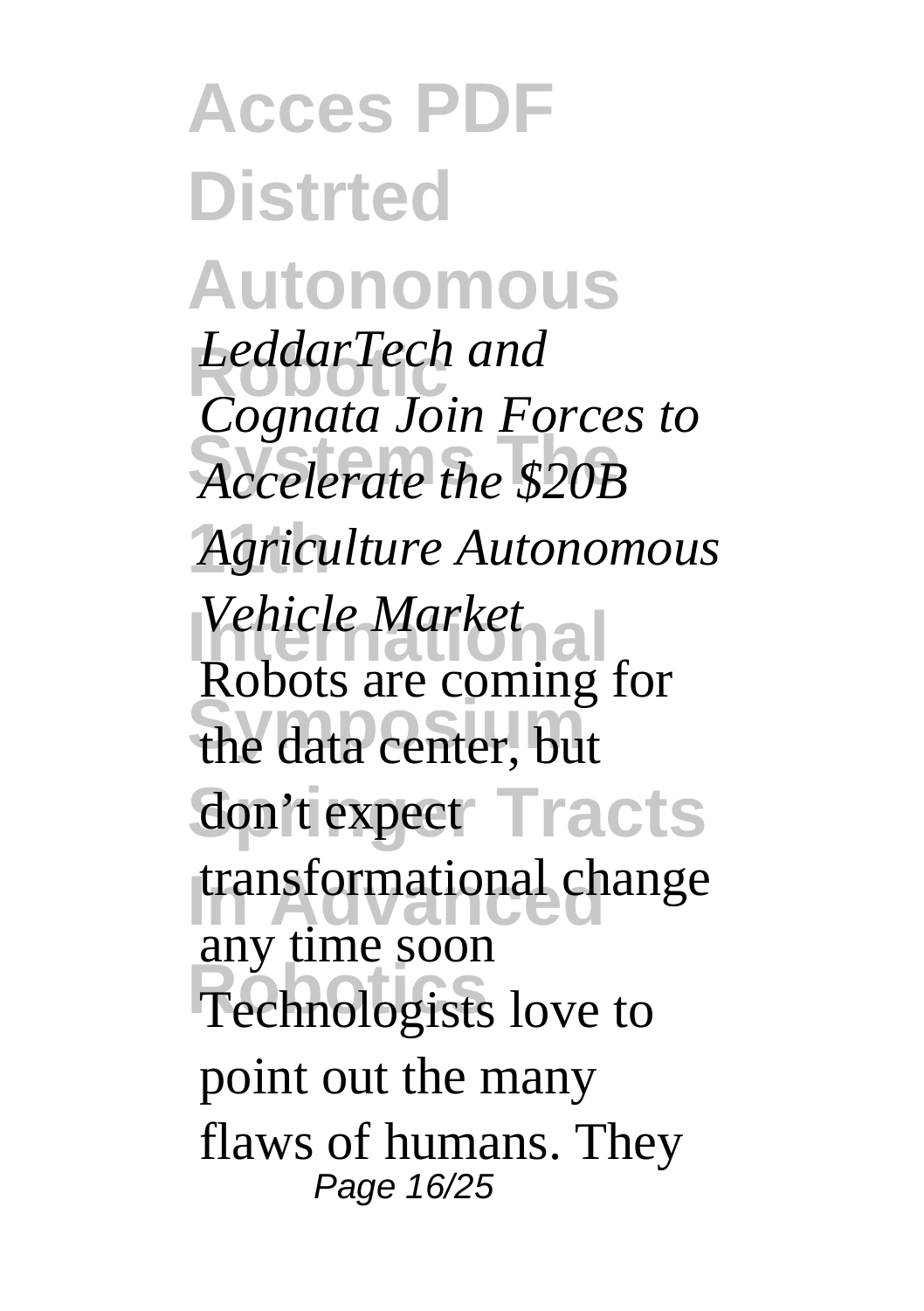*LeddarTech and Cognata Join Forces to Accelerate the $20B Agriculture Autonomous Vehicle Market*

Robots are coming for the data center, but don't expect transformational change any time soon

Technologists love to point out the many flaws of humans. They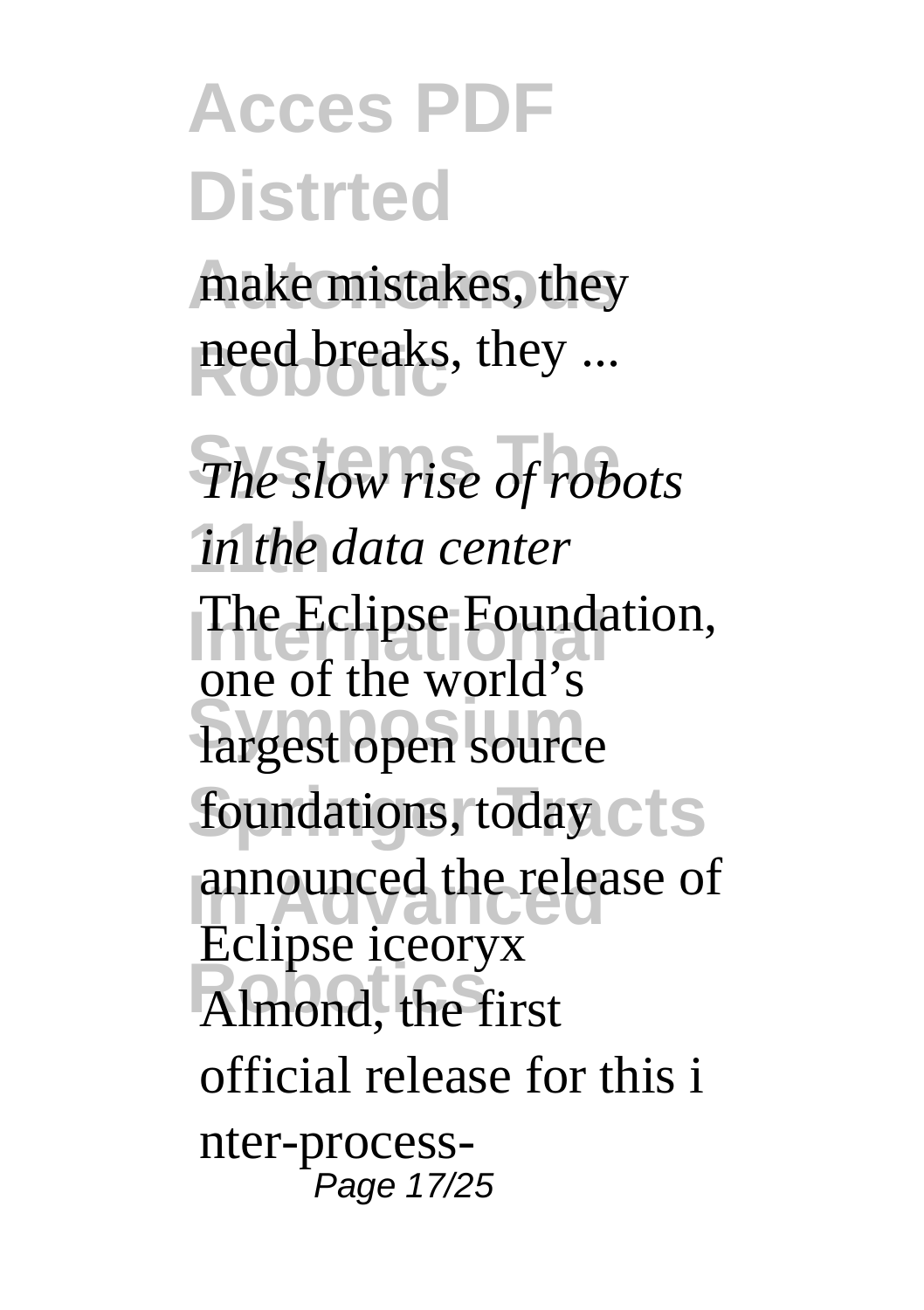make mistakes, they need breaks, they ...

*The slow rise of robots in the data center*

The Eclipse Foundation, one of the world's largest open source foundations, today announced the release of Eclipse iceoryx Almond, the first official release for this i nter-process-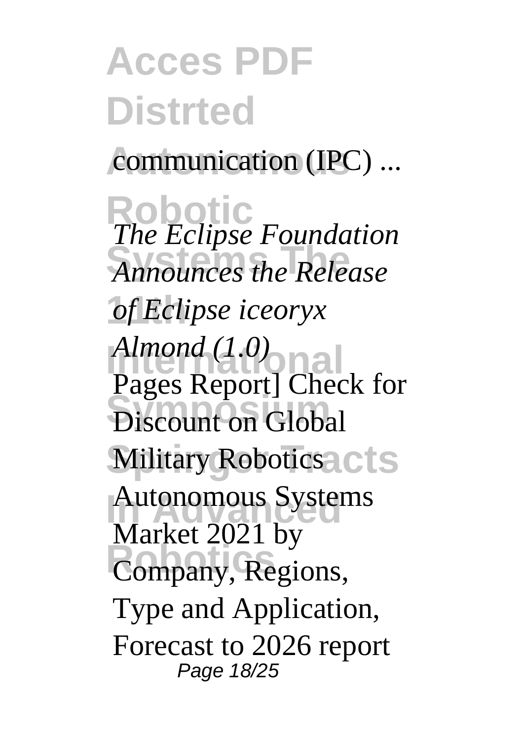communication (IPC) ...

*The Eclipse Foundation Announces the Release of Eclipse iceoryx Almond (1.0)*

Pages Report] Check for Discount on Global Military Robotics Autonomous Systems Market 2021 by Company, Regions, Type and Application, Forecast to 2026 report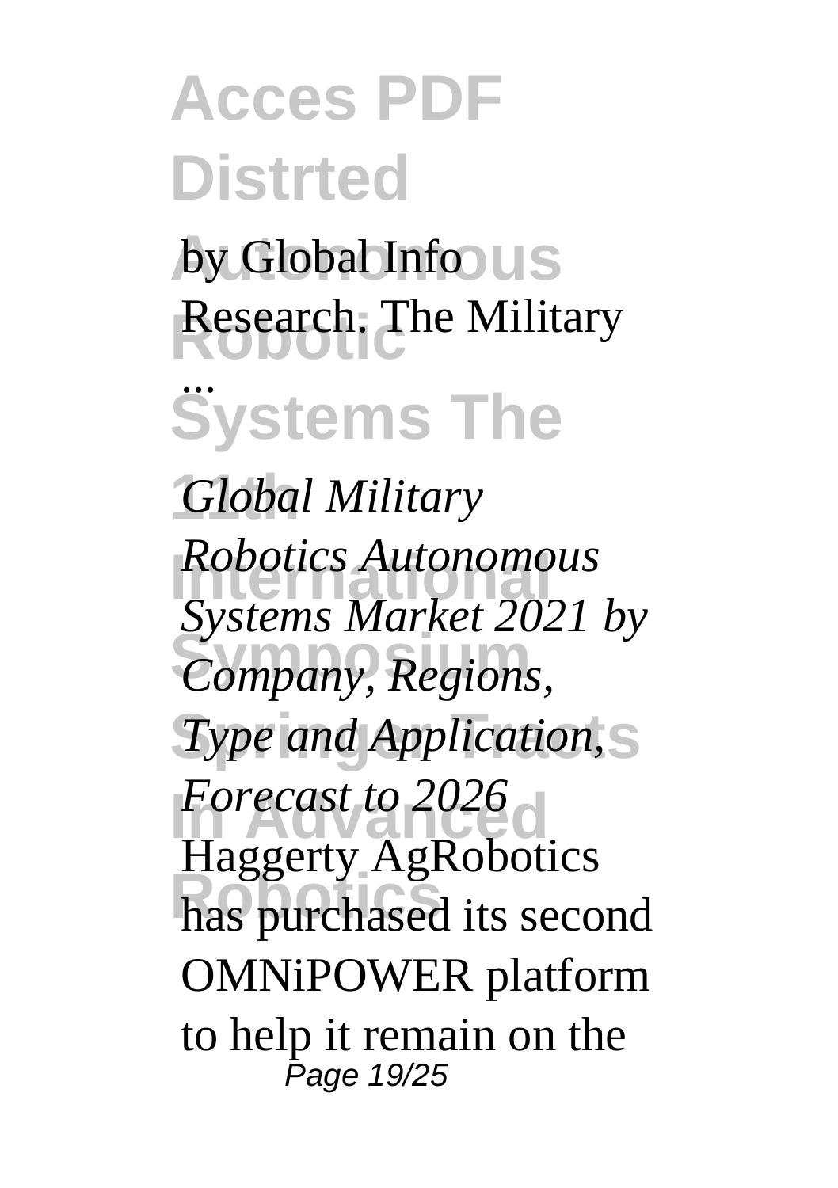by Global Info Research. The Military ...

*Global Military Robotics Autonomous Systems Market 2021 by Company, Regions, Type and Application, Forecast to 2026*

Haggerty AgRobotics has purchased its second OMNiPOWER platform to help it remain on the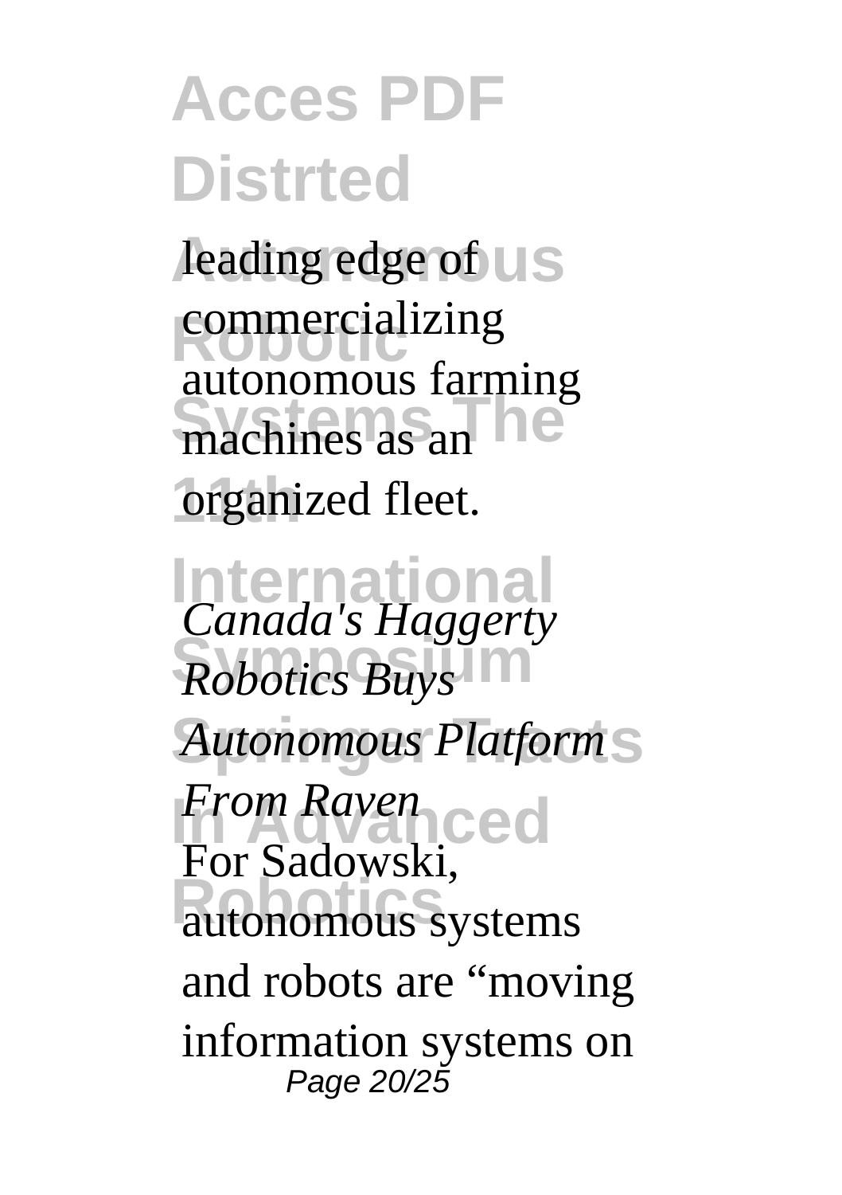leading edge of commercializing autonomous farming machines as an organized fleet.

*Canada's Haggerty Robotics Buys Autonomous Platform From Raven*

For Sadowski, autonomous systems and robots are "moving information systems on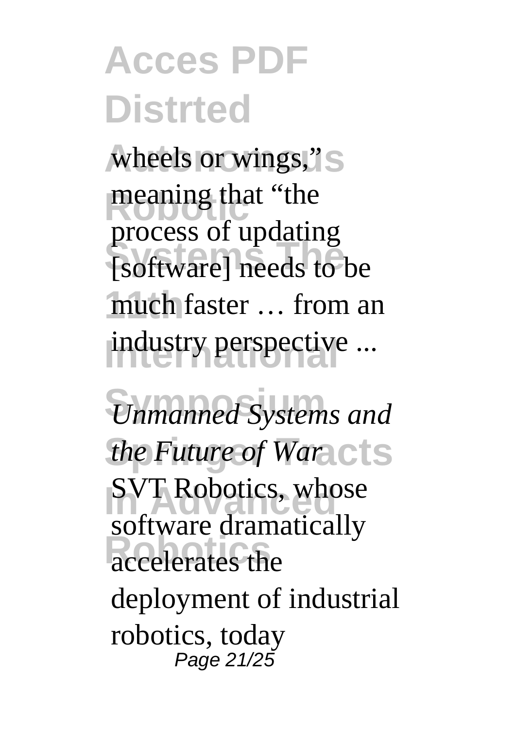wheels or wings," meaning that "the process of updating [software] needs to be much faster … from an industry perspective ...

*Unmanned Systems and the Future of War*

SVT Robotics, whose software dramatically accelerates the deployment of industrial robotics, today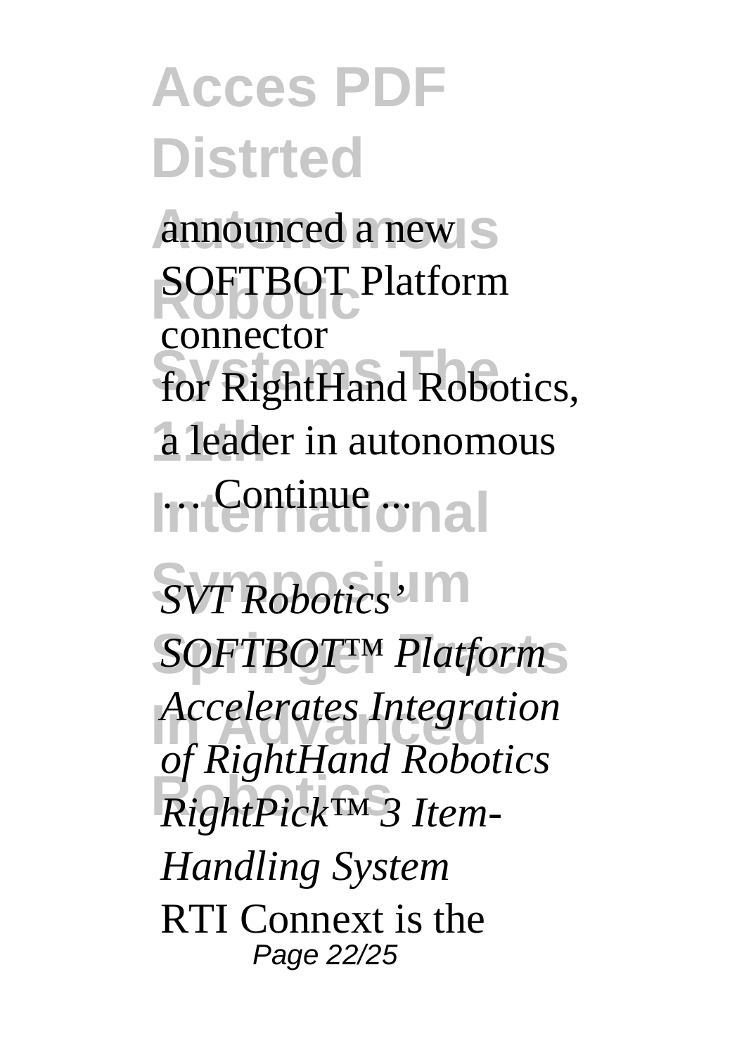announced a new SOFTBOT Platform connector for RightHand Robotics, a leader in autonomous … Continue ...

*SVT Robotics' SOFTBOT™ Platform Accelerates Integration of RightHand Robotics RightPick™ 3 Item-Handling System*

RTI Connext is the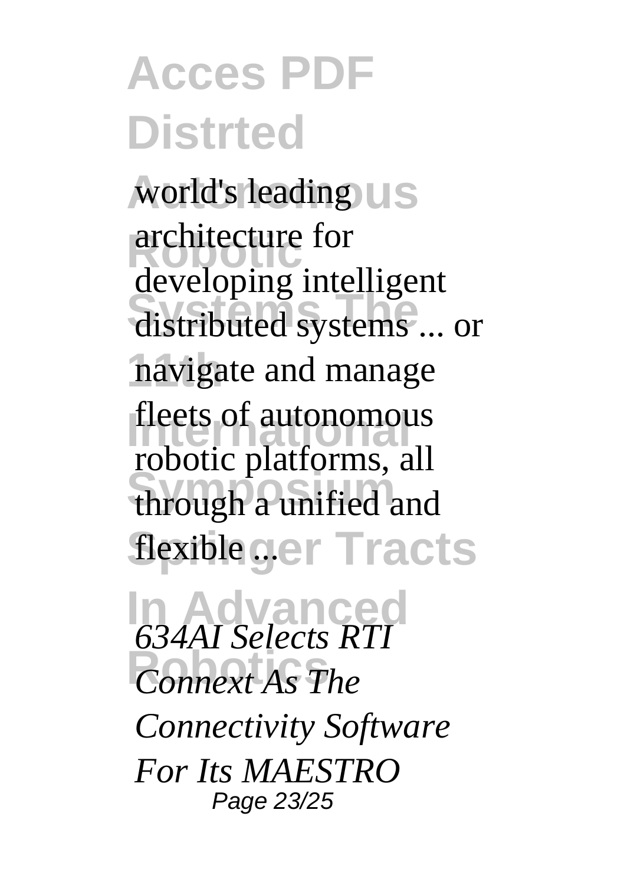world's leading architecture for developing intelligent distributed systems ... or navigate and manage fleets of autonomous robotic platforms, all through a unified and flexible ...

*634AI Selects RTI Connext As The Connectivity Software For Its MAESTRO*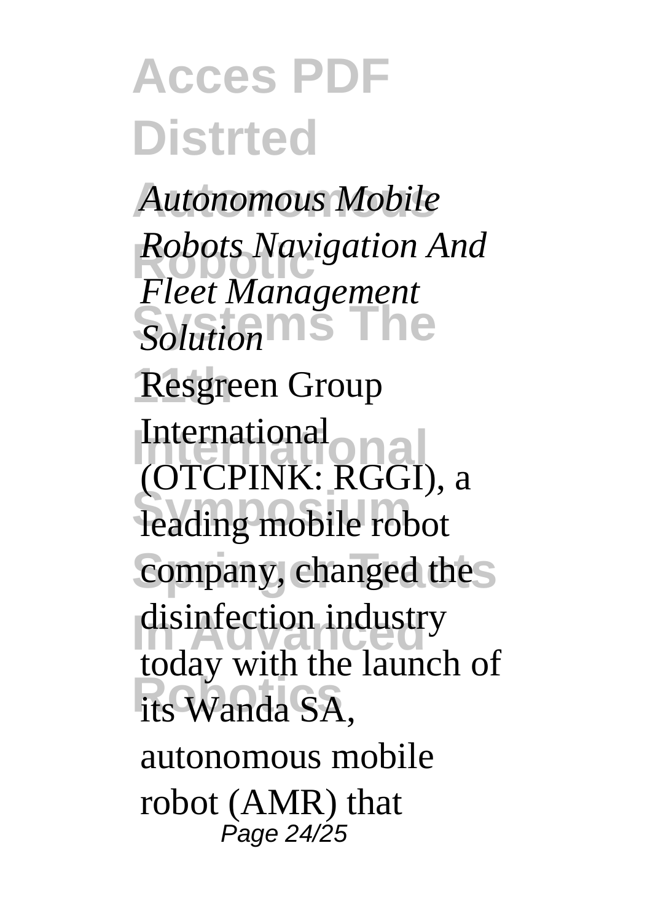*Autonomous Mobile Robots Navigation And Fleet Management Solution*

Resgreen Group International (OTCPINK: RGGI), a leading mobile robot company, changed the disinfection industry today with the launch of its Wanda SA, autonomous mobile robot (AMR) that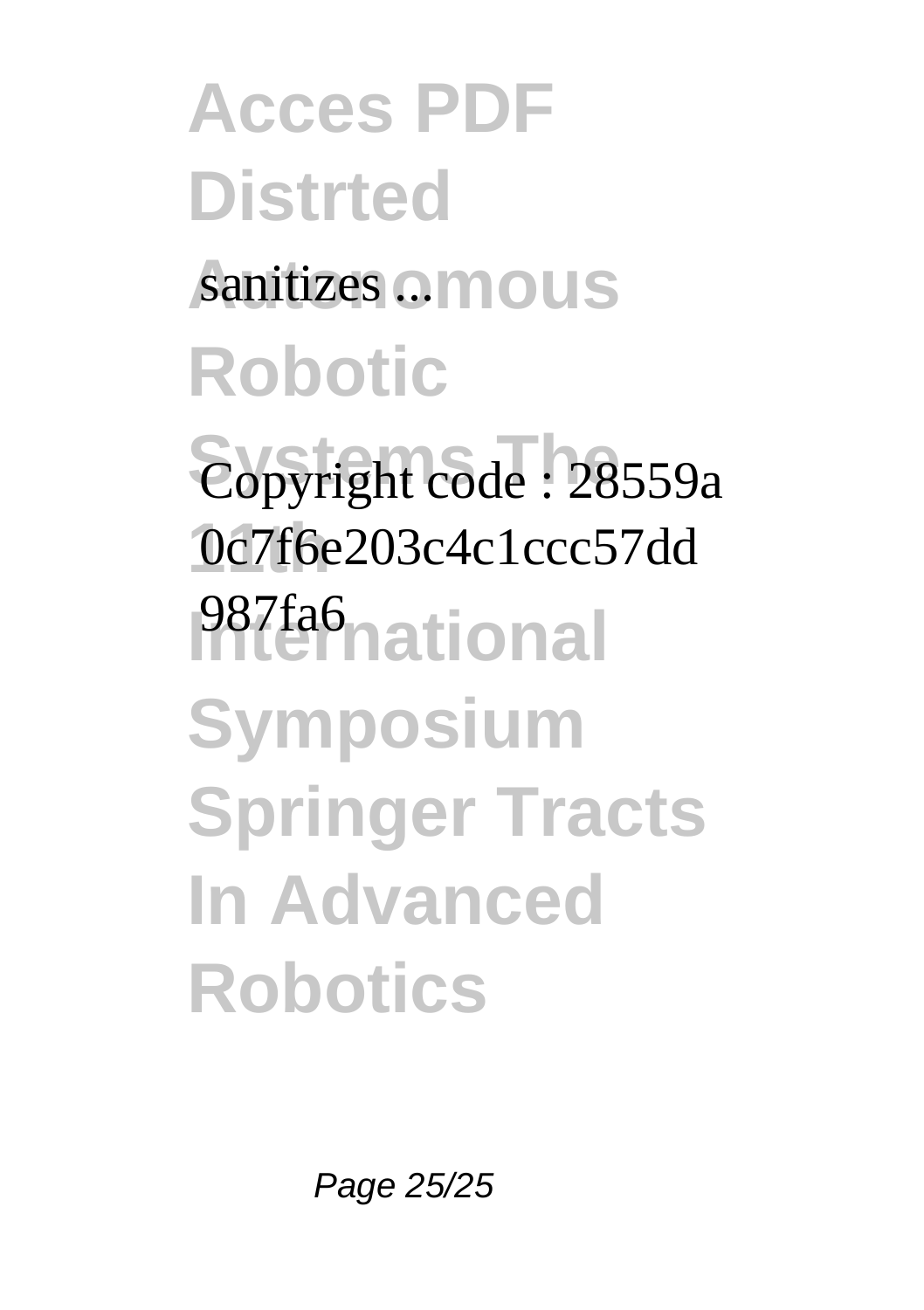sanitizes ...

Copyright code : 28559a0c7f6e203c4c1ccc57dd987fa6